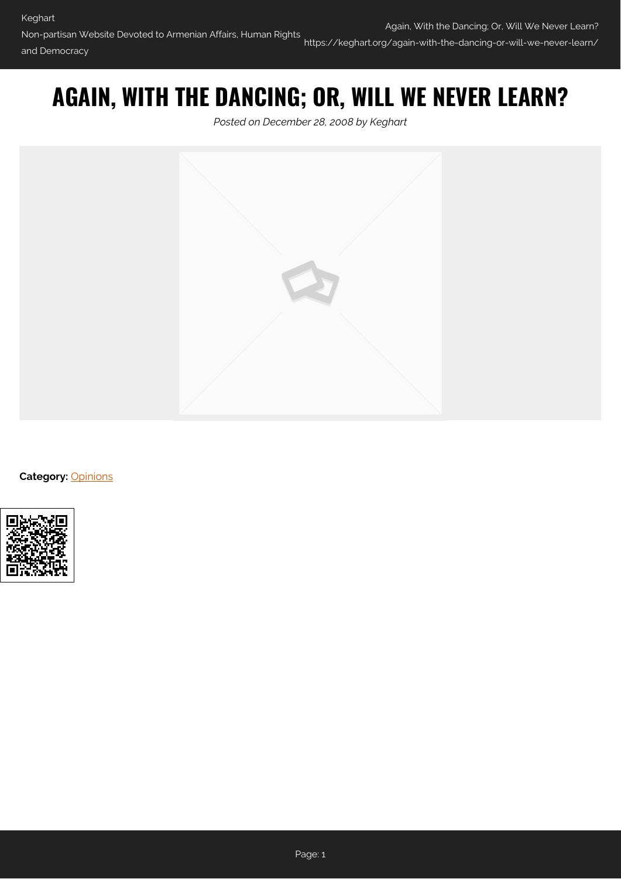# AGAIN, WITH THE DANCING; OR, WILL WE NEVER LEARN?

*Posted on December 28, 2008 by Keghart*

**Category:** Opinions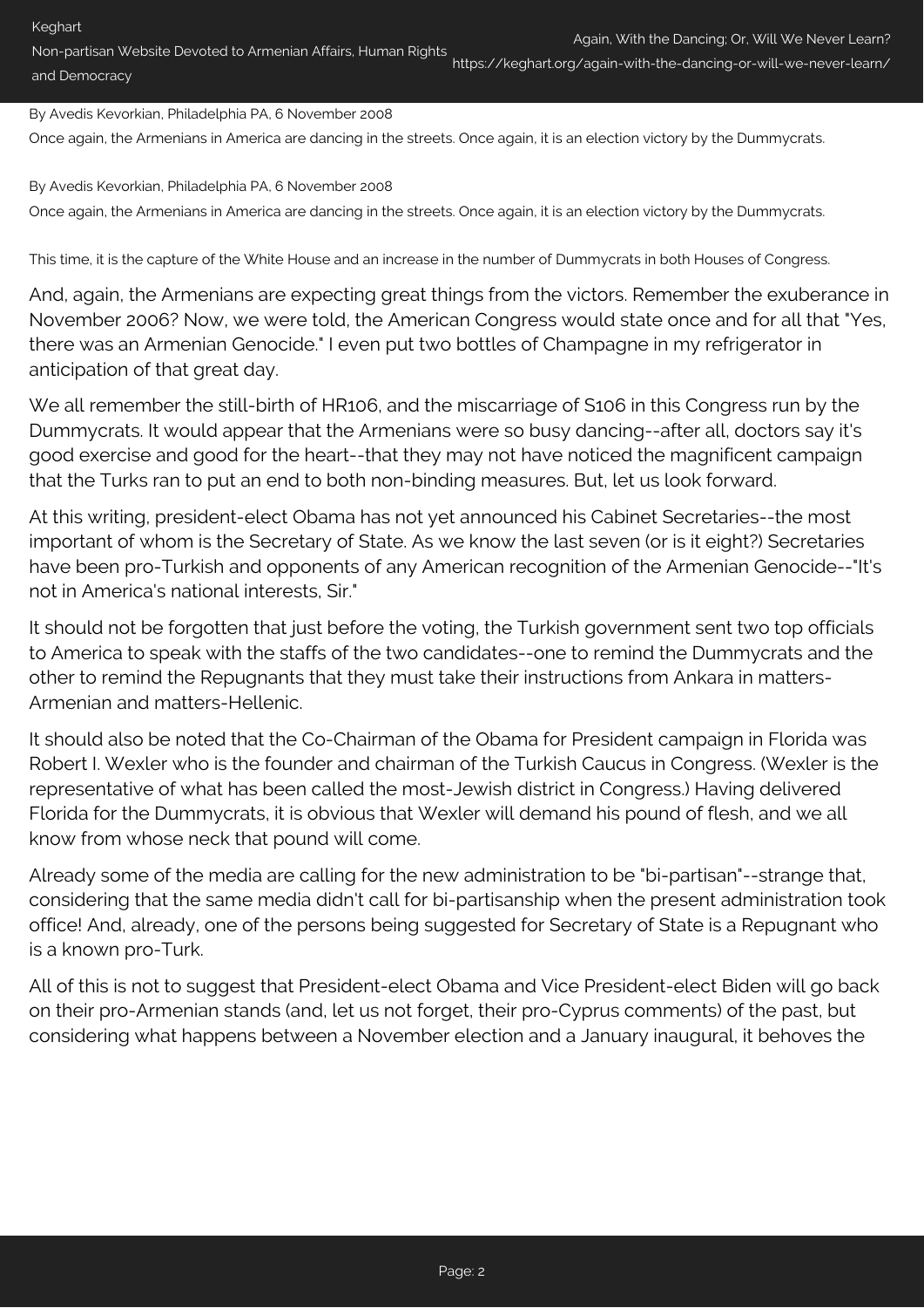By Avedis Kevorkian, Philadelphia PA, 6 November 2008

Once again, the Armenians in America are dancing in the streets. Once again, it is an election victory by the Dummycrats.

By Avedis Kevorkian, Philadelphia PA, 6 November 2008

Once again, the Armenians in America are dancing in the streets. Once again, it is an election victory by the Dummycrats.

This time, it is the capture of the White House and an increase in the number of Dummycrats in both Houses of Congress.

And, again, the Armenians are expecting great things from the victors. Remember the exuberance in November 2006? Now, we were told, the American Congress would state once and for all that "Yes, there was an Armenian Genocide." I even put two bottles of Champagne in my refrigerator in anticipation of that great day.

We all remember the still-birth of HR106, and the miscarriage of S106 in this Congress run by the Dummycrats. It would appear that the Armenians were so busy dancing--after all, doctors say it's good exercise and good for the heart--that they may not have noticed the magnificent campaign that the Turks ran to put an end to both non-binding measures. But, let us look forward.

At this writing, president-elect Obama has not yet announced his Cabinet Secretaries--the most important of whom is the Secretary of State. As we know the last seven (or is it eight?) Secretaries have been pro-Turkish and opponents of any American recognition of the Armenian Genocide--"It's not in America's national interests, Sir."

It should not be forgotten that just before the voting, the Turkish government sent two top officials to America to speak with the staffs of the two candidates--one to remind the Dummycrats and the other to remind the Repugnants that they must take their instructions from Ankara in matters-Armenian and matters-Hellenic.

It should also be noted that the Co-Chairman of the Obama for President campaign in Florida was Robert I. Wexler who is the founder and chairman of the Turkish Caucus in Congress. (Wexler is the representative of what has been called the most-Jewish district in Congress.) Having delivered Florida for the Dummycrats, it is obvious that Wexler will demand his pound of flesh, and we all know from whose neck that pound will come.

Already some of the media are calling for the new administration to be "bi-partisan"--strange that, considering that the same media didn't call for bi-partisanship when the present administration took office! And, already, one of the persons being suggested for Secretary of State is a Repugnant who is a known pro-Turk.

All of this is not to suggest that President-elect Obama and Vice President-elect Biden will go back on their pro-Armenian stands (and, let us not forget, their pro-Cyprus comments) of the past, but considering what happens between a November election and a January inaugural, it behoves the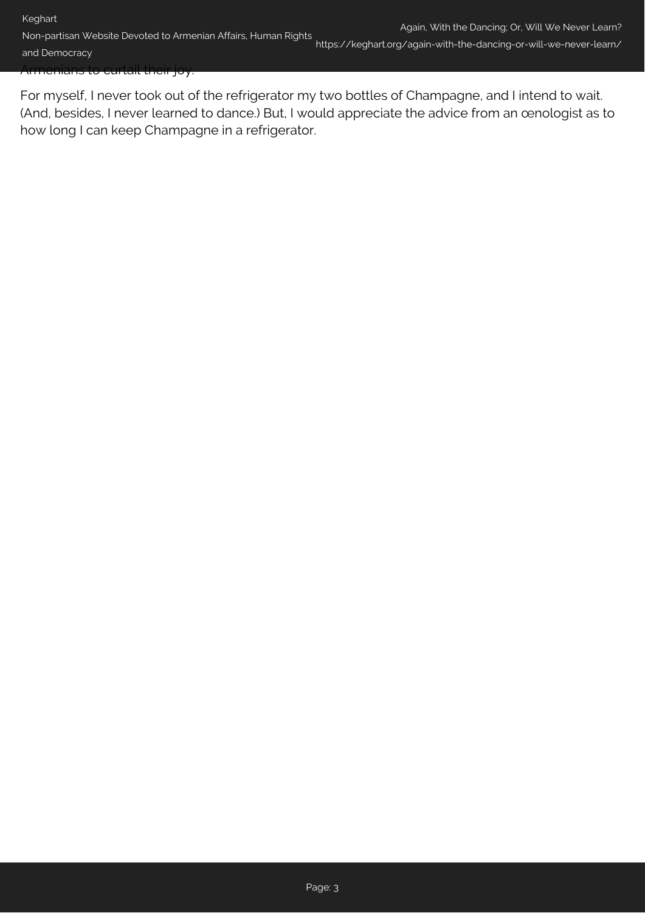Armenians to curtail their joy.

For myself, I never took out of the refrigerator my two bottles of Champagne, and I intend to wait. (And, besides, I never learned to dance.) But, I would appreciate the advice from an œnologist as to how long I can keep Champagne in a refrigerator.